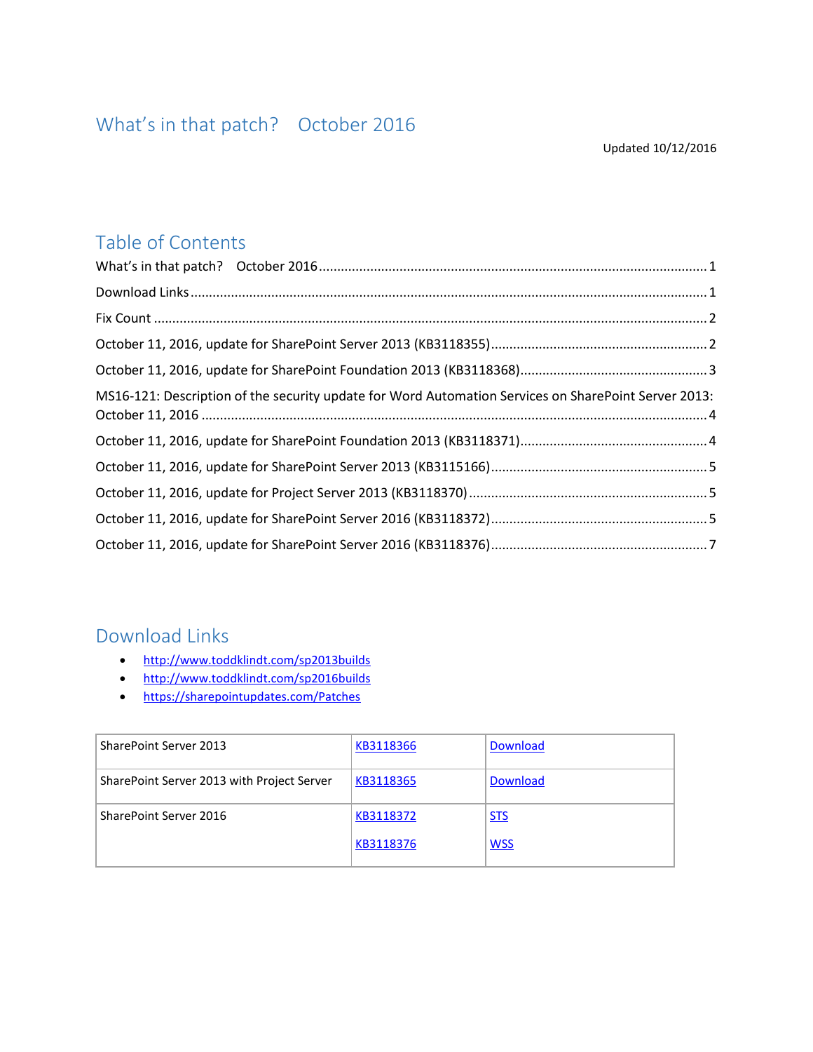# What's in that patch? October 2016

Updated 10/12/2016

## Table of Contents

What's in that patch? October 2016 ........ 1

Download Links ........ 1

Fix Count ........ 2

October 11, 2016, update for SharePoint Server 2013 (KB3118355) ........ 2

October 11, 2016, update for SharePoint Foundation 2013 (KB3118368) ........ 3

MS16-121: Description of the security update for Word Automation Services on SharePoint Server 2013: October 11, 2016 ........ 4

October 11, 2016, update for SharePoint Foundation 2013 (KB3118371) ........ 4

October 11, 2016, update for SharePoint Server 2013 (KB3115166) ........ 5

October 11, 2016, update for Project Server 2013 (KB3118370) ........ 5

October 11, 2016, update for SharePoint Server 2016 (KB3118372) ........ 5

October 11, 2016, update for SharePoint Server 2016 (KB3118376) ........ 7

## Download Links

- http://www.toddklindt.com/sp2013builds
- http://www.toddklindt.com/sp2016builds
- https://sharepointupdates.com/Patches

| | | |
|---|---|---|
| SharePoint Server 2013 | KB3118366 | Download |
| SharePoint Server 2013 with Project Server | KB3118365 | Download |
| SharePoint Server 2016 | KB3118372<br>KB3118376 | STS<br>WSS |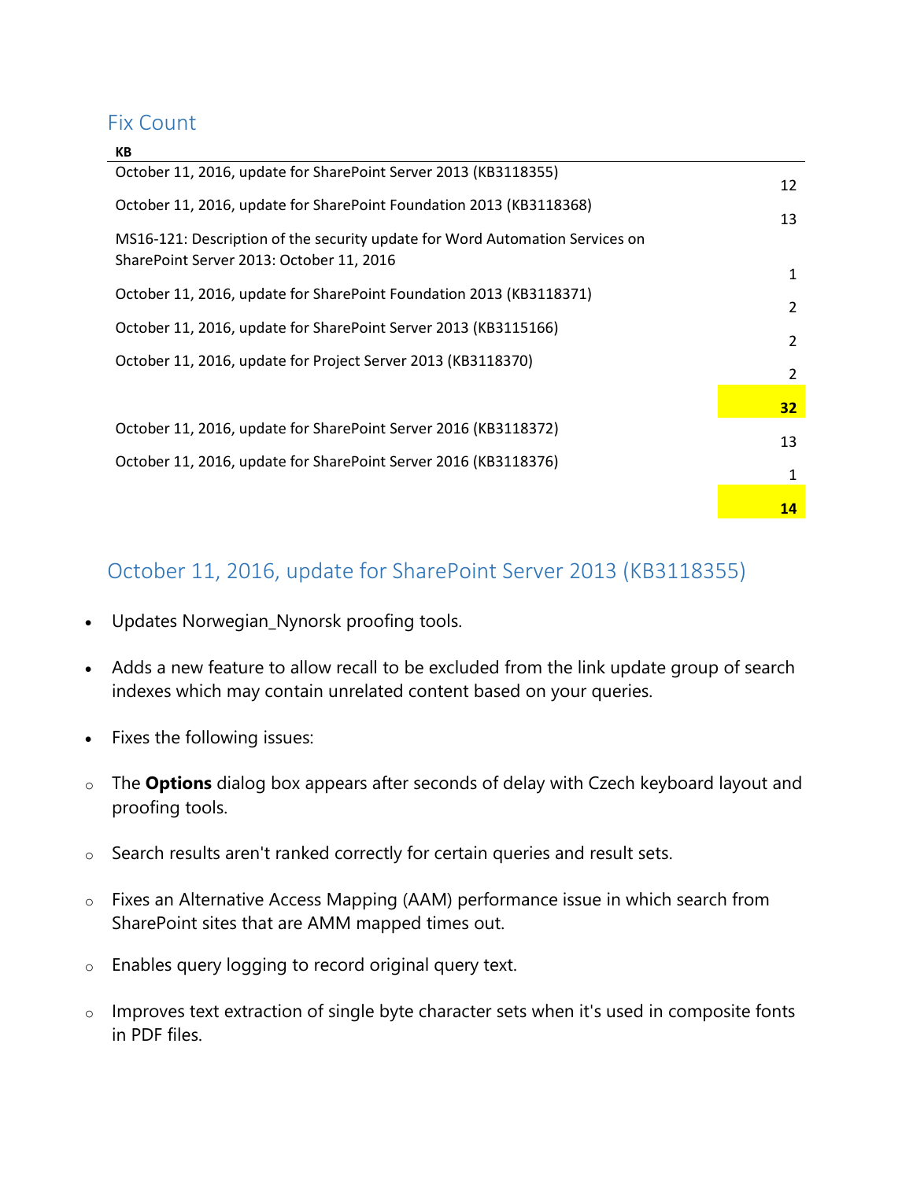## Fix Count

| KB | |
|---|---|
| October 11, 2016, update for SharePoint Server 2013 (KB3118355) | 12 |
| October 11, 2016, update for SharePoint Foundation 2013 (KB3118368) | 13 |
| MS16-121: Description of the security update for Word Automation Services on SharePoint Server 2013: October 11, 2016 | 1 |
| October 11, 2016, update for SharePoint Foundation 2013 (KB3118371) | 2 |
| October 11, 2016, update for SharePoint Server 2013 (KB3115166) | 2 |
| October 11, 2016, update for Project Server 2013 (KB3118370) | 2 |
| | **32** |
| October 11, 2016, update for SharePoint Server 2016 (KB3118372) | 13 |
| October 11, 2016, update for SharePoint Server 2016 (KB3118376) | 1 |
| | **14** |

## October 11, 2016, update for SharePoint Server 2013 (KB3118355)

- Updates Norwegian_Nynorsk proofing tools.
- Adds a new feature to allow recall to be excluded from the link update group of search indexes which may contain unrelated content based on your queries.
- Fixes the following issues:
  - The **Options** dialog box appears after seconds of delay with Czech keyboard layout and proofing tools.
  - Search results aren't ranked correctly for certain queries and result sets.
  - Fixes an Alternative Access Mapping (AAM) performance issue in which search from SharePoint sites that are AMM mapped times out.
  - Enables query logging to record original query text.
  - Improves text extraction of single byte character sets when it's used in composite fonts in PDF files.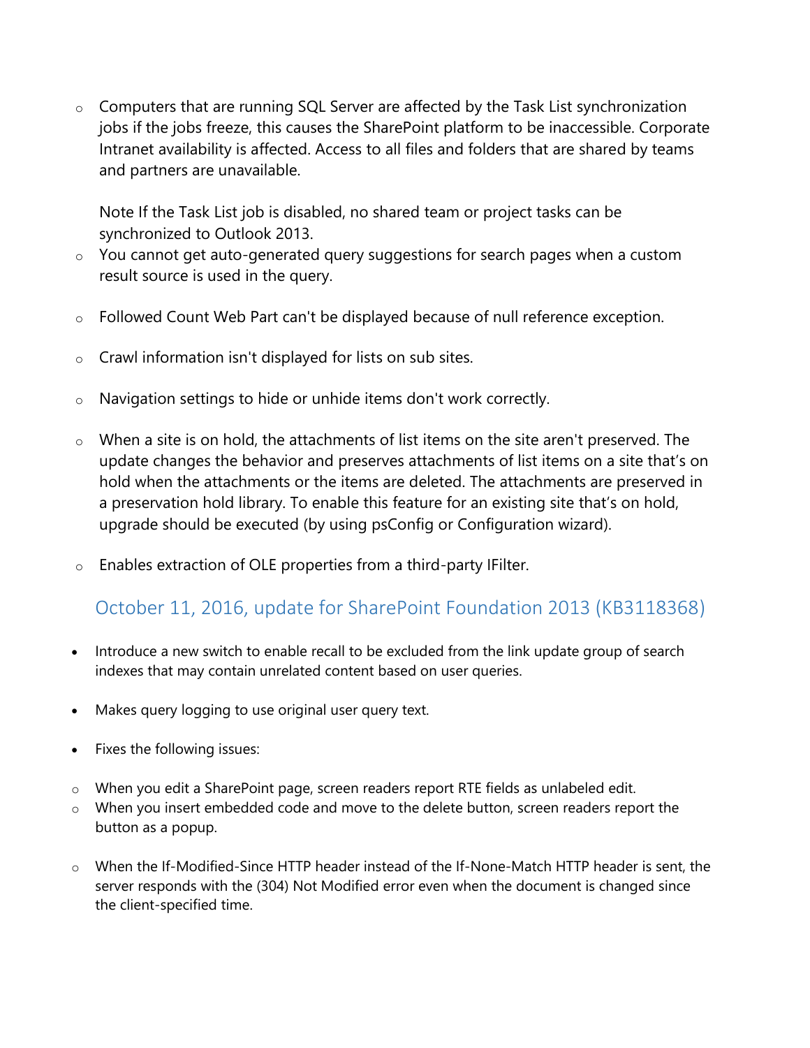- Computers that are running SQL Server are affected by the Task List synchronization jobs if the jobs freeze, this causes the SharePoint platform to be inaccessible. Corporate Intranet availability is affected. Access to all files and folders that are shared by teams and partners are unavailable.

  Note If the Task List job is disabled, no shared team or project tasks can be synchronized to Outlook 2013.
- You cannot get auto-generated query suggestions for search pages when a custom result source is used in the query.
- Followed Count Web Part can't be displayed because of null reference exception.
- Crawl information isn't displayed for lists on sub sites.
- Navigation settings to hide or unhide items don't work correctly.
- When a site is on hold, the attachments of list items on the site aren't preserved. The update changes the behavior and preserves attachments of list items on a site that's on hold when the attachments or the items are deleted. The attachments are preserved in a preservation hold library. To enable this feature for an existing site that's on hold, upgrade should be executed (by using psConfig or Configuration wizard).
- Enables extraction of OLE properties from a third-party IFilter.

## October 11, 2016, update for SharePoint Foundation 2013 (KB3118368)

- Introduce a new switch to enable recall to be excluded from the link update group of search indexes that may contain unrelated content based on user queries.
- Makes query logging to use original user query text.
- Fixes the following issues:
  - When you edit a SharePoint page, screen readers report RTE fields as unlabeled edit.
  - When you insert embedded code and move to the delete button, screen readers report the button as a popup.
  - When the If-Modified-Since HTTP header instead of the If-None-Match HTTP header is sent, the server responds with the (304) Not Modified error even when the document is changed since the client-specified time.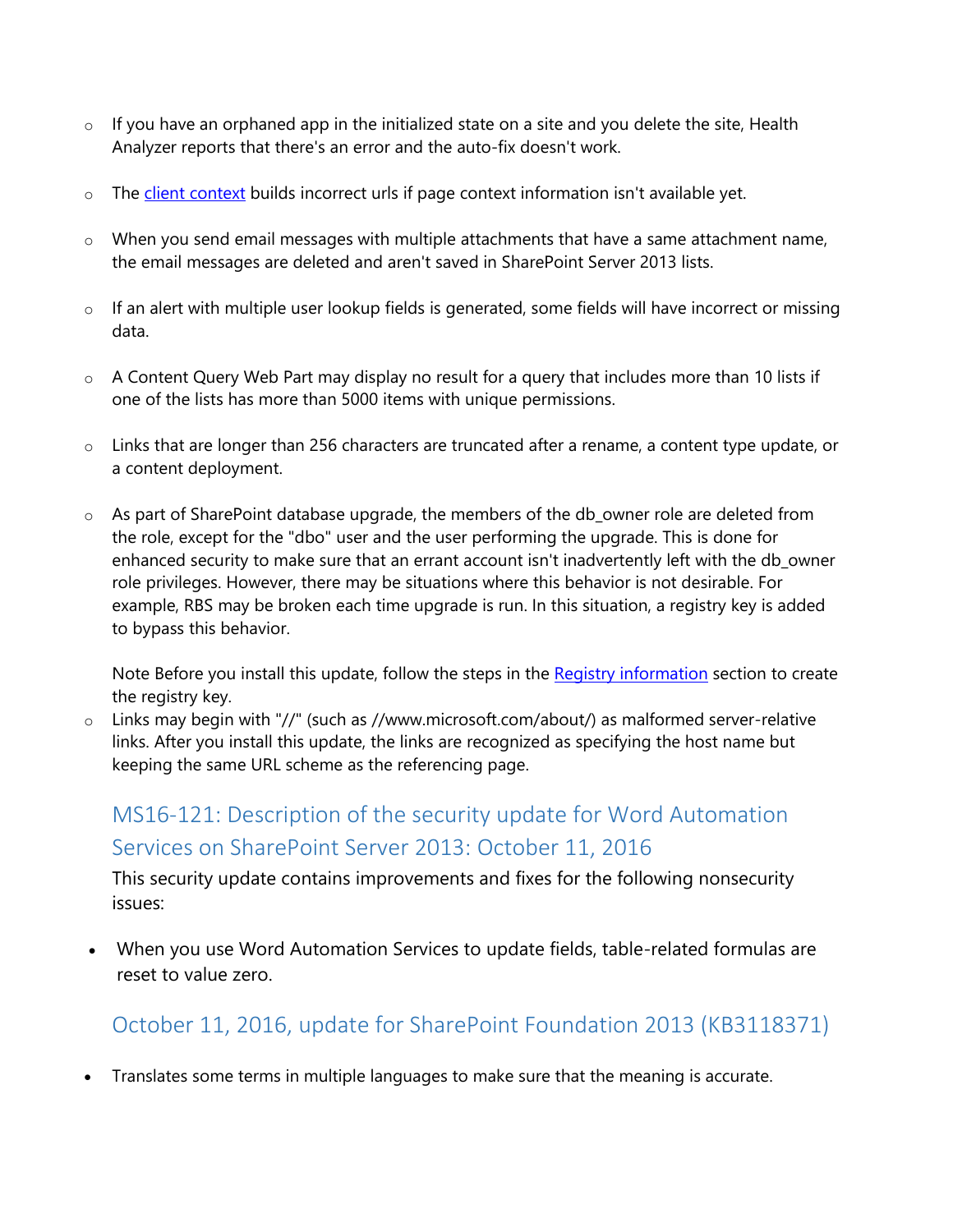- If you have an orphaned app in the initialized state on a site and you delete the site, Health Analyzer reports that there's an error and the auto-fix doesn't work.
- The [client context](#) builds incorrect urls if page context information isn't available yet.
- When you send email messages with multiple attachments that have a same attachment name, the email messages are deleted and aren't saved in SharePoint Server 2013 lists.
- If an alert with multiple user lookup fields is generated, some fields will have incorrect or missing data.
- A Content Query Web Part may display no result for a query that includes more than 10 lists if one of the lists has more than 5000 items with unique permissions.
- Links that are longer than 256 characters are truncated after a rename, a content type update, or a content deployment.
- As part of SharePoint database upgrade, the members of the db_owner role are deleted from the role, except for the "dbo" user and the user performing the upgrade. This is done for enhanced security to make sure that an errant account isn't inadvertently left with the db_owner role privileges. However, there may be situations where this behavior is not desirable. For example, RBS may be broken each time upgrade is run. In this situation, a registry key is added to bypass this behavior.

  Note Before you install this update, follow the steps in the [Registry information](#) section to create the registry key.
- Links may begin with "//" (such as //www.microsoft.com/about/) as malformed server-relative links. After you install this update, the links are recognized as specifying the host name but keeping the same URL scheme as the referencing page.

## MS16-121: Description of the security update for Word Automation Services on SharePoint Server 2013: October 11, 2016

This security update contains improvements and fixes for the following nonsecurity issues:

- When you use Word Automation Services to update fields, table-related formulas are reset to value zero.

## October 11, 2016, update for SharePoint Foundation 2013 (KB3118371)

- Translates some terms in multiple languages to make sure that the meaning is accurate.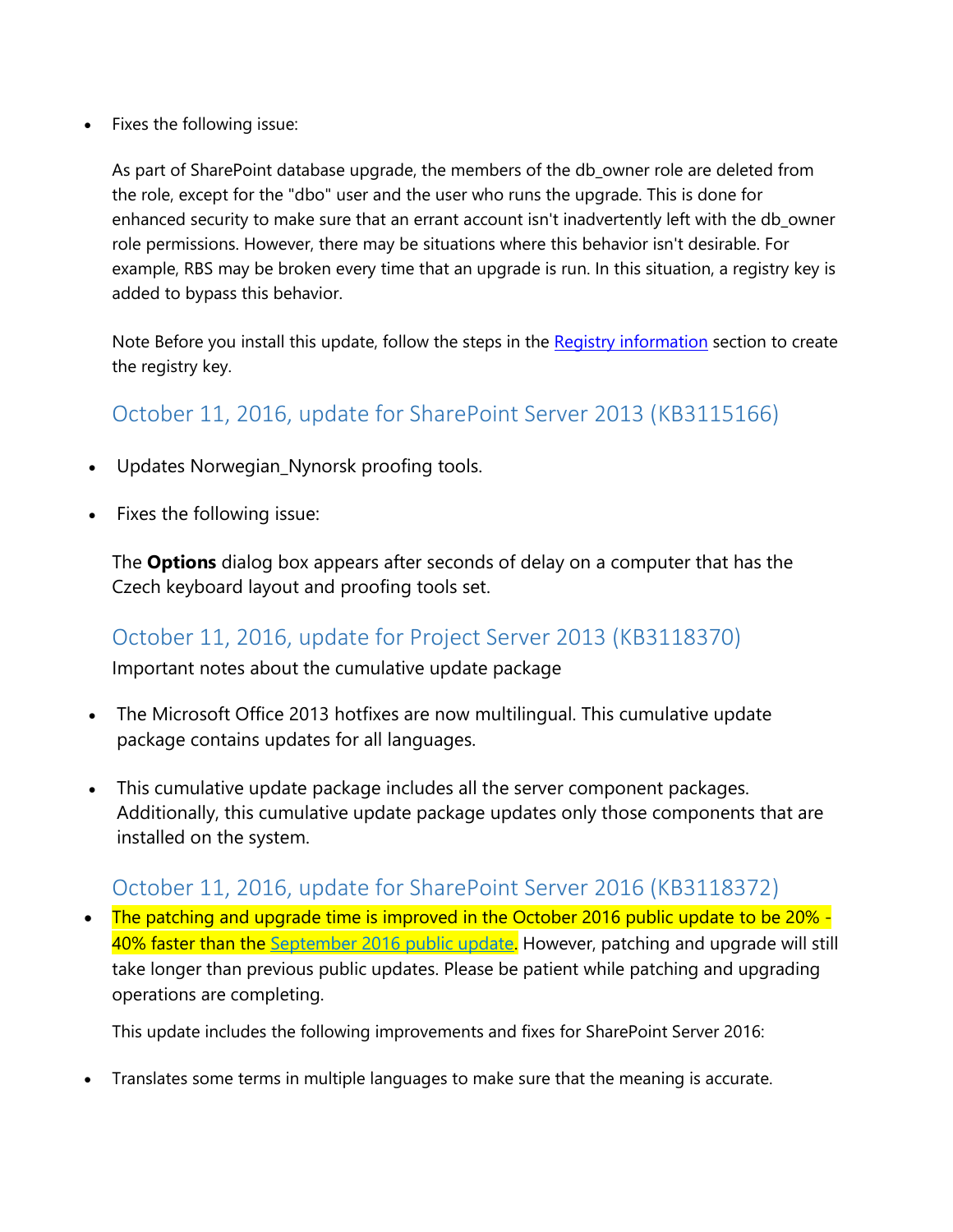- Fixes the following issue:

  As part of SharePoint database upgrade, the members of the db_owner role are deleted from the role, except for the "dbo" user and the user who runs the upgrade. This is done for enhanced security to make sure that an errant account isn't inadvertently left with the db_owner role permissions. However, there may be situations where this behavior isn't desirable. For example, RBS may be broken every time that an upgrade is run. In this situation, a registry key is added to bypass this behavior.

  Note Before you install this update, follow the steps in the [Registry information](#) section to create the registry key.

## October 11, 2016, update for SharePoint Server 2013 (KB3115166)

- Updates Norwegian_Nynorsk proofing tools.
- Fixes the following issue:

  The **Options** dialog box appears after seconds of delay on a computer that has the Czech keyboard layout and proofing tools set.

## October 11, 2016, update for Project Server 2013 (KB3118370)

Important notes about the cumulative update package

- The Microsoft Office 2013 hotfixes are now multilingual. This cumulative update package contains updates for all languages.
- This cumulative update package includes all the server component packages. Additionally, this cumulative update package updates only those components that are installed on the system.

## October 11, 2016, update for SharePoint Server 2016 (KB3118372)

- The patching and upgrade time is improved in the October 2016 public update to be 20% - 40% faster than the [September 2016 public update](#). However, patching and upgrade will still take longer than previous public updates. Please be patient while patching and upgrading operations are completing.

  This update includes the following improvements and fixes for SharePoint Server 2016:

- Translates some terms in multiple languages to make sure that the meaning is accurate.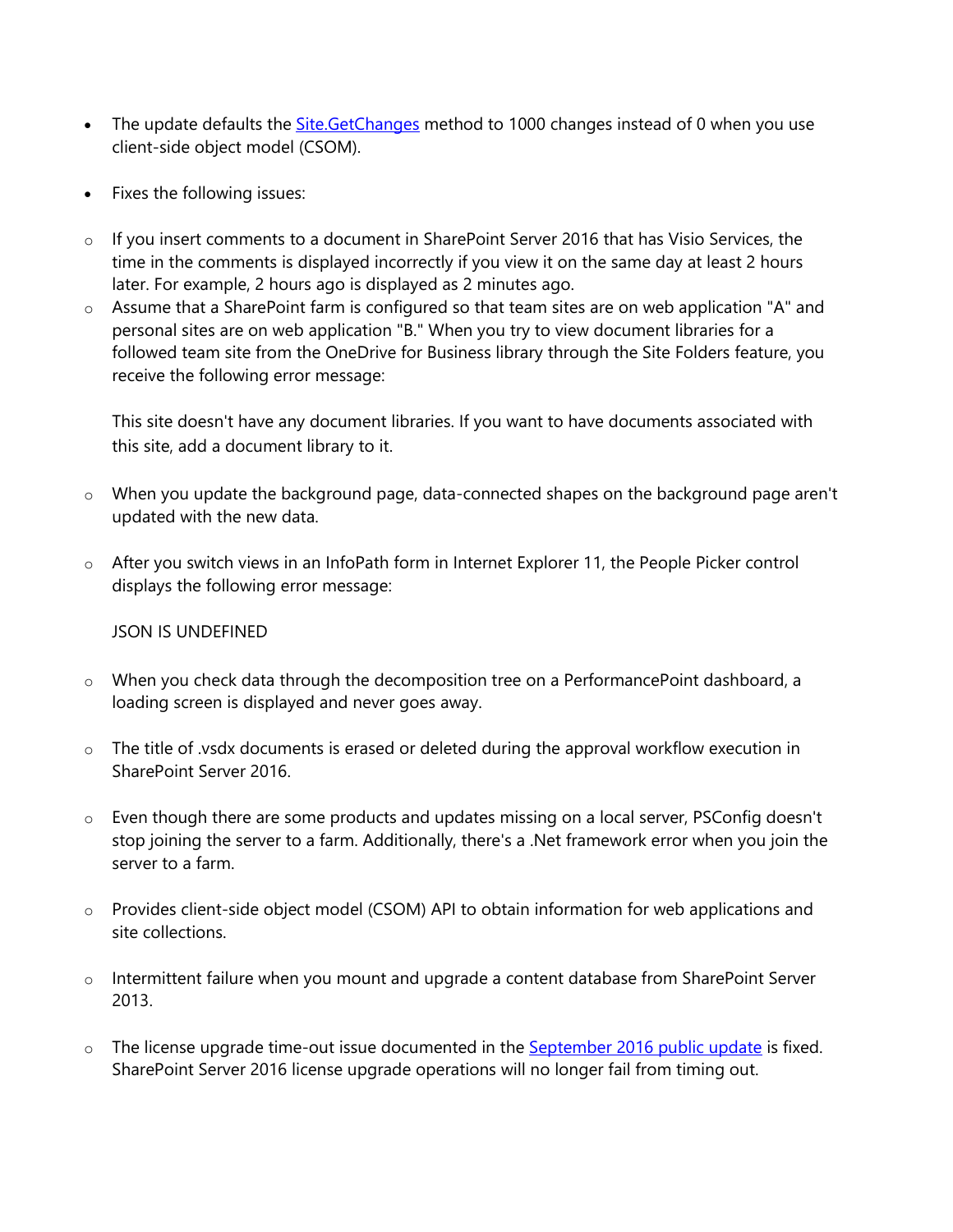- The update defaults the [Site.GetChanges](#) method to 1000 changes instead of 0 when you use client-side object model (CSOM).
- Fixes the following issues:
  - If you insert comments to a document in SharePoint Server 2016 that has Visio Services, the time in the comments is displayed incorrectly if you view it on the same day at least 2 hours later. For example, 2 hours ago is displayed as 2 minutes ago.
  - Assume that a SharePoint farm is configured so that team sites are on web application "A" and personal sites are on web application "B." When you try to view document libraries for a followed team site from the OneDrive for Business library through the Site Folders feature, you receive the following error message:

    This site doesn't have any document libraries. If you want to have documents associated with this site, add a document library to it.

  - When you update the background page, data-connected shapes on the background page aren't updated with the new data.
  - After you switch views in an InfoPath form in Internet Explorer 11, the People Picker control displays the following error message:

    JSON IS UNDEFINED

  - When you check data through the decomposition tree on a PerformancePoint dashboard, a loading screen is displayed and never goes away.
  - The title of .vsdx documents is erased or deleted during the approval workflow execution in SharePoint Server 2016.
  - Even though there are some products and updates missing on a local server, PSConfig doesn't stop joining the server to a farm. Additionally, there's a .Net framework error when you join the server to a farm.
  - Provides client-side object model (CSOM) API to obtain information for web applications and site collections.
  - Intermittent failure when you mount and upgrade a content database from SharePoint Server 2013.
  - The license upgrade time-out issue documented in the [September 2016 public update](#) is fixed. SharePoint Server 2016 license upgrade operations will no longer fail from timing out.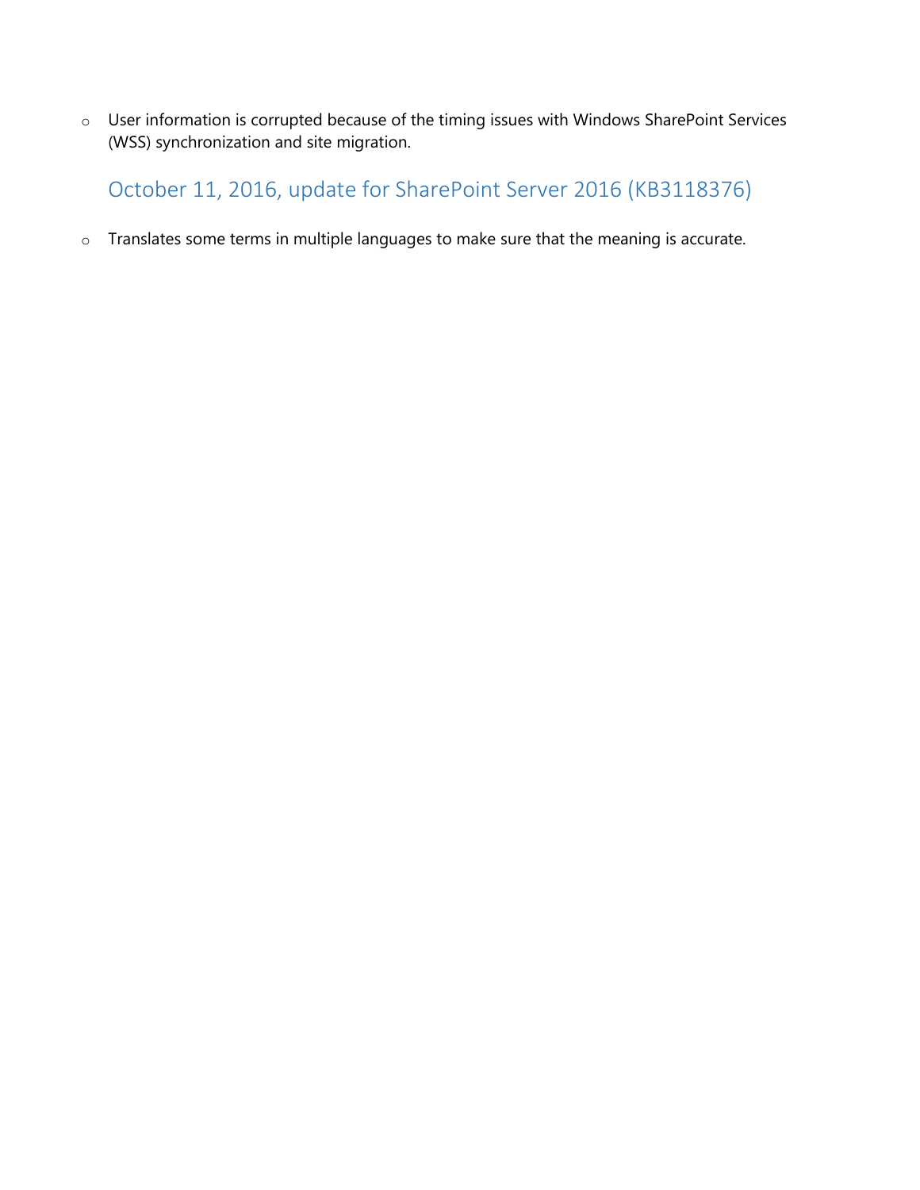- User information is corrupted because of the timing issues with Windows SharePoint Services (WSS) synchronization and site migration.

## October 11, 2016, update for SharePoint Server 2016 (KB3118376)

- Translates some terms in multiple languages to make sure that the meaning is accurate.